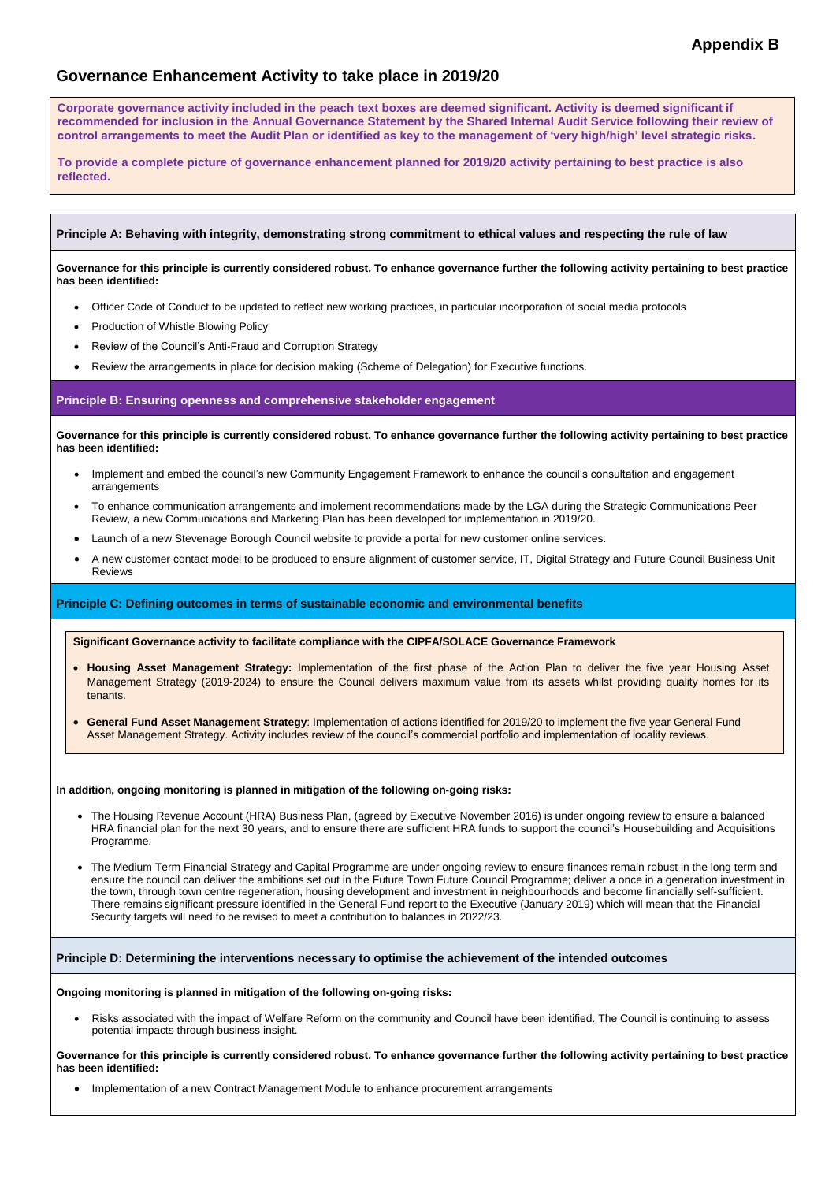**Appendix B**

## Governance Enhancement Activity to take place in 2019/20

**Corporate governance activity included in the peach text boxes are deemed significant. Activity is deemed significant if recommended for inclusion in the Annual Governance Statement by the Shared Internal Audit Service following their review of control arrangements to meet the Audit Plan or identified as key to the management of 'very high/high' level strategic risks.**

**To provide a complete picture of governance enhancement planned for 2019/20 activity pertaining to best practice is also reflected.**

### Principle A: Behaving with integrity, demonstrating strong commitment to ethical values and respecting the rule of law

**Governance for this principle is currently considered robust. To enhance governance further the following activity pertaining to best practice has been identified:**

- Officer Code of Conduct to be updated to reflect new working practices, in particular incorporation of social media protocols
- Production of Whistle Blowing Policy
- Review of the Council's Anti-Fraud and Corruption Strategy
- Review the arrangements in place for decision making (Scheme of Delegation) for Executive functions.

### Principle B: Ensuring openness and comprehensive stakeholder engagement

**Governance for this principle is currently considered robust. To enhance governance further the following activity pertaining to best practice has been identified:**

- Implement and embed the council's new Community Engagement Framework to enhance the council's consultation and engagement arrangements
- To enhance communication arrangements and implement recommendations made by the LGA during the Strategic Communications Peer Review, a new Communications and Marketing Plan has been developed for implementation in 2019/20.
- Launch of a new Stevenage Borough Council website to provide a portal for new customer online services.
- A new customer contact model to be produced to ensure alignment of customer service, IT, Digital Strategy and Future Council Business Unit Reviews

### Principle C: Defining outcomes in terms of sustainable economic and environmental benefits

**Significant Governance activity to facilitate compliance with the CIPFA/SOLACE Governance Framework**

- **Housing Asset Management Strategy:** Implementation of the first phase of the Action Plan to deliver the five year Housing Asset Management Strategy (2019-2024) to ensure the Council delivers maximum value from its assets whilst providing quality homes for its tenants.
- **General Fund Asset Management Strategy**: Implementation of actions identified for 2019/20 to implement the five year General Fund Asset Management Strategy. Activity includes review of the council's commercial portfolio and implementation of locality reviews.

**In addition, ongoing monitoring is planned in mitigation of the following on-going risks:**

- The Housing Revenue Account (HRA) Business Plan, (agreed by Executive November 2016) is under ongoing review to ensure a balanced HRA financial plan for the next 30 years, and to ensure there are sufficient HRA funds to support the council's Housebuilding and Acquisitions Programme.
- The Medium Term Financial Strategy and Capital Programme are under ongoing review to ensure finances remain robust in the long term and ensure the council can deliver the ambitions set out in the Future Town Future Council Programme; deliver a once in a generation investment in the town, through town centre regeneration, housing development and investment in neighbourhoods and become financially self-sufficient. There remains significant pressure identified in the General Fund report to the Executive (January 2019) which will mean that the Financial Security targets will need to be revised to meet a contribution to balances in 2022/23.

### Principle D: Determining the interventions necessary to optimise the achievement of the intended outcomes

**Ongoing monitoring is planned in mitigation of the following on-going risks:**

- Risks associated with the impact of Welfare Reform on the community and Council have been identified. The Council is continuing to assess potential impacts through business insight.

**Governance for this principle is currently considered robust. To enhance governance further the following activity pertaining to best practice has been identified:**

- Implementation of a new Contract Management Module to enhance procurement arrangements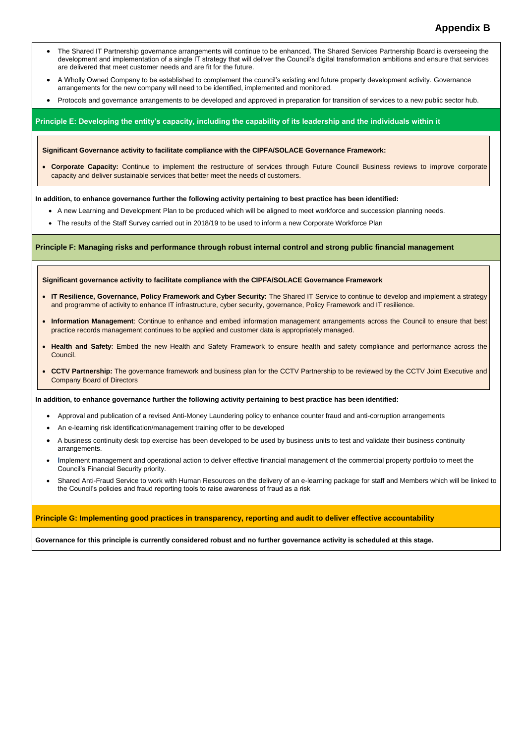# Appendix B

- The Shared IT Partnership governance arrangements will continue to be enhanced. The Shared Services Partnership Board is overseeing the development and implementation of a single IT strategy that will deliver the Council's digital transformation ambitions and ensure that services are delivered that meet customer needs and are fit for the future.
- A Wholly Owned Company to be established to complement the council's existing and future property development activity. Governance arrangements for the new company will need to be identified, implemented and monitored.
- Protocols and governance arrangements to be developed and approved in preparation for transition of services to a new public sector hub.

## Principle E: Developing the entity's capacity, including the capability of its leadership and the individuals within it

**Significant Governance activity to facilitate compliance with the CIPFA/SOLACE Governance Framework:**

- **Corporate Capacity:** Continue to implement the restructure of services through Future Council Business reviews to improve corporate capacity and deliver sustainable services that better meet the needs of customers.

**In addition, to enhance governance further the following activity pertaining to best practice has been identified:**

- A new Learning and Development Plan to be produced which will be aligned to meet workforce and succession planning needs.
- The results of the Staff Survey carried out in 2018/19 to be used to inform a new Corporate Workforce Plan

## Principle F: Managing risks and performance through robust internal control and strong public financial management

**Significant governance activity to facilitate compliance with the CIPFA/SOLACE Governance Framework**

- **IT Resilience, Governance, Policy Framework and Cyber Security:** The Shared IT Service to continue to develop and implement a strategy and programme of activity to enhance IT infrastructure, cyber security, governance, Policy Framework and IT resilience.
- **Information Management**: Continue to enhance and embed information management arrangements across the Council to ensure that best practice records management continues to be applied and customer data is appropriately managed.
- **Health and Safety**: Embed the new Health and Safety Framework to ensure health and safety compliance and performance across the Council.
- **CCTV Partnership:** The governance framework and business plan for the CCTV Partnership to be reviewed by the CCTV Joint Executive and Company Board of Directors

**In addition, to enhance governance further the following activity pertaining to best practice has been identified:**

- Approval and publication of a revised Anti-Money Laundering policy to enhance counter fraud and anti-corruption arrangements
- An e-learning risk identification/management training offer to be developed
- A business continuity desk top exercise has been developed to be used by business units to test and validate their business continuity arrangements.
- Implement management and operational action to deliver effective financial management of the commercial property portfolio to meet the Council's Financial Security priority.
- Shared Anti-Fraud Service to work with Human Resources on the delivery of an e-learning package for staff and Members which will be linked to the Council's policies and fraud reporting tools to raise awareness of fraud as a risk

## Principle G: Implementing good practices in transparency, reporting and audit to deliver effective accountability

**Governance for this principle is currently considered robust and no further governance activity is scheduled at this stage.**